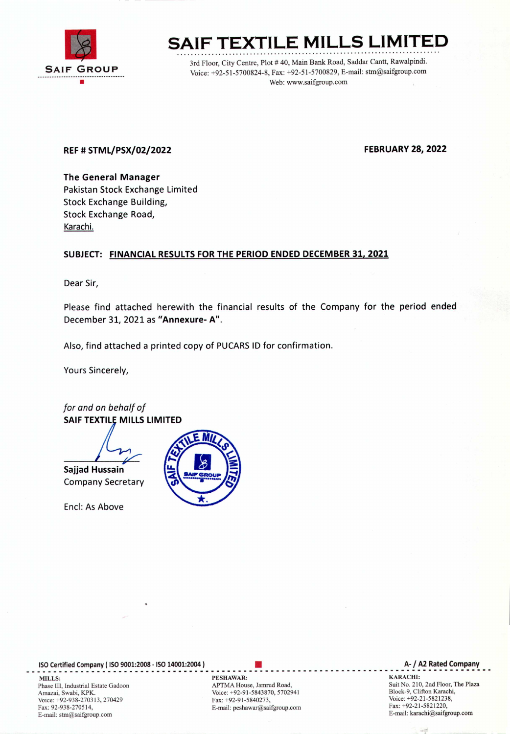# SAIF TEXTILE MILLS LIMITED

SAIF GROUP

3rd Floor, City Centre, Plot # 40, Main Bank Road, Saddar Cantt, Rawalpindi.
Voice: +92-51-5700824-8, Fax: +92-51-5700829, E-mail: stm@saifgroup.com
Web: www.saifgroup.com

**REF # STML/PSX/02/2022** **FEBRUARY 28, 2022**

**The General Manager**
Pakistan Stock Exchange Limited
Stock Exchange Building,
Stock Exchange Road,
Karachi.

**SUBJECT: FINANCIAL RESULTS FOR THE PERIOD ENDED DECEMBER 31, 2021**

Dear Sir,

Please find attached herewith the financial results of the Company for the period ended December 31, 2021 as **"Annexure- A"**.

Also, find attached a printed copy of PUCARS ID for confirmation.

Yours Sincerely,

*for and on behalf of*
**SAIF TEXTILE MILLS LIMITED**

**Sajjad Hussain**
Company Secretary

Encl: As Above

ISO Certified Company ( ISO 9001:2008 - ISO 14001:2004 ) — A- / A2 Rated Company

**MILLS:**
Phase III, Industrial Estate Gadoon
Amazai, Swabi, KPK.
Voice: +92-938-270313, 270429
Fax: 92-938-270514,
E-mail: stm@saifgroup.com

**PESHAWAR:**
APTMA House, Jamrud Road,
Voice: +92-91-5843870, 5702941
Fax: +92-91-5840273,
E-mail: peshawar@saifgroup.com

**KARACHI:**
Suit No. 210, 2nd Floor, The Plaza
Block-9, Clifton Karachi,
Voice: +92-21-5821238,
Fax: +92-21-5821220,
E-mail: karachi@saifgroup.com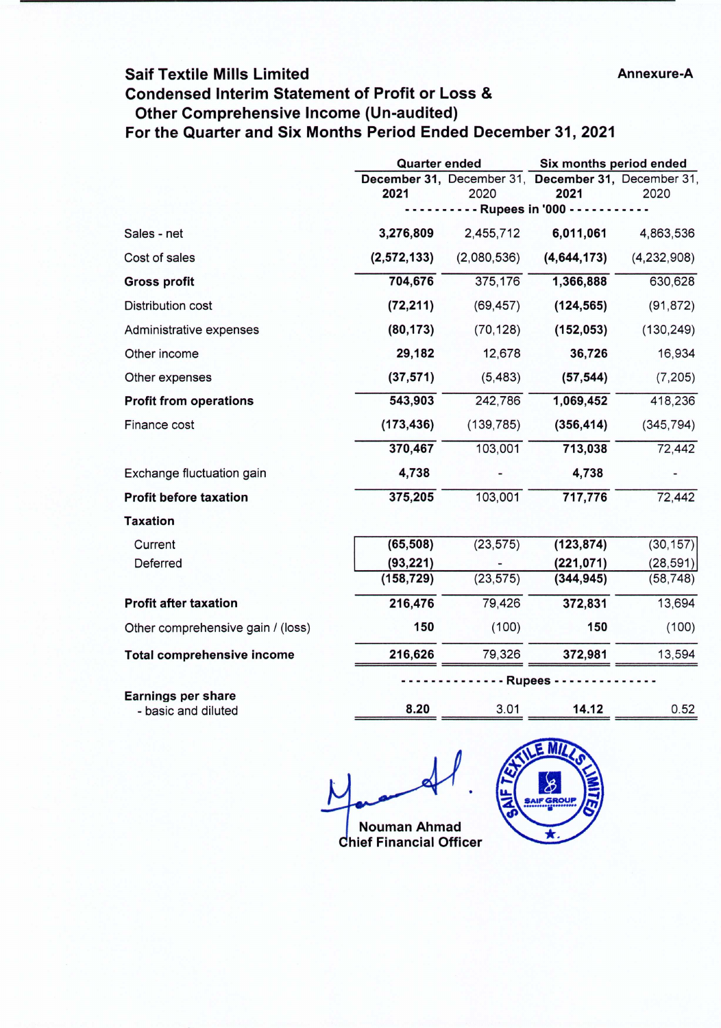**Saif Textile Mills Limited** **Annexure-A**

**Condensed Interim Statement of Profit or Loss & Other Comprehensive Income (Un-audited)**

**For the Quarter and Six Months Period Ended December 31, 2021**

| | Quarter ended | | Six months period ended | |
|---|---|---|---|---|
| | **December 31, 2021** | December 31, 2020 | **December 31, 2021** | December 31, 2020 |
| | ---------- Rupees in '000 ---------- | | | |
| Sales - net | **3,276,809** | 2,455,712 | **6,011,061** | 4,863,536 |
| Cost of sales | **(2,572,133)** | (2,080,536) | **(4,644,173)** | (4,232,908) |
| **Gross profit** | **704,676** | 375,176 | **1,366,888** | 630,628 |
| Distribution cost | **(72,211)** | (69,457) | **(124,565)** | (91,872) |
| Administrative expenses | **(80,173)** | (70,128) | **(152,053)** | (130,249) |
| Other income | **29,182** | 12,678 | **36,726** | 16,934 |
| Other expenses | **(37,571)** | (5,483) | **(57,544)** | (7,205) |
| **Profit from operations** | **543,903** | 242,786 | **1,069,452** | 418,236 |
| Finance cost | **(173,436)** | (139,785) | **(356,414)** | (345,794) |
| | **370,467** | 103,001 | **713,038** | 72,442 |
| Exchange fluctuation gain | **4,738** | - | **4,738** | - |
| **Profit before taxation** | **375,205** | 103,001 | **717,776** | 72,442 |
| **Taxation** | | | | |
| Current | **(65,508)** | (23,575) | **(123,874)** | (30,157) |
| Deferred | **(93,221)** | - | **(221,071)** | (28,591) |
| | **(158,729)** | (23,575) | **(344,945)** | (58,748) |
| **Profit after taxation** | **216,476** | 79,426 | **372,831** | 13,694 |
| Other comprehensive gain / (loss) | **150** | (100) | **150** | (100) |
| **Total comprehensive income** | **216,626** | 79,326 | **372,981** | 13,594 |
| | -------------- Rupees -------------- | | | |
| **Earnings per share** - basic and diluted | **8.20** | 3.01 | **14.12** | 0.52 |

Nouman Ahmad
Chief Financial Officer